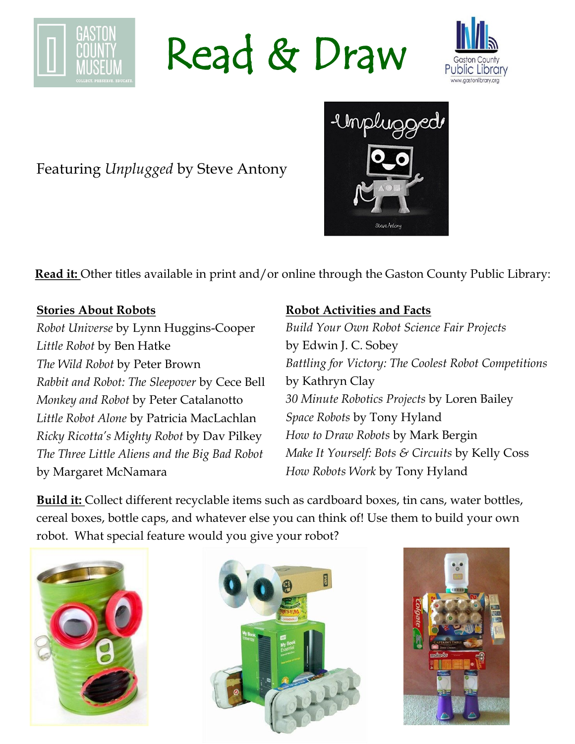# Read & Draw

Featuring *Unplugged* by Steve Antony

**Read it:** Other titles available in print and/or online through the Gaston County Public Library:

**Stories About Robots**

*Robot Universe* by Lynn Huggins-Cooper
*Little Robot* by Ben Hatke
*The Wild Robot* by Peter Brown
*Rabbit and Robot: The Sleepover* by Cece Bell
*Monkey and Robot* by Peter Catalanotto
*Little Robot Alone* by Patricia MacLachlan
*Ricky Ricotta's Mighty Robot* by Dav Pilkey
*The Three Little Aliens and the Big Bad Robot* by Margaret McNamara

**Robot Activities and Facts**

*Build Your Own Robot Science Fair Projects* by Edwin J. C. Sobey
*Battling for Victory: The Coolest Robot Competitions* by Kathryn Clay
*30 Minute Robotics Projects* by Loren Bailey
*Space Robots* by Tony Hyland
*How to Draw Robots* by Mark Bergin
*Make It Yourself: Bots & Circuits* by Kelly Coss
*How Robots Work* by Tony Hyland

**Build it:** Collect different recyclable items such as cardboard boxes, tin cans, water bottles, cereal boxes, bottle caps, and whatever else you can think of! Use them to build your own robot. What special feature would you give your robot?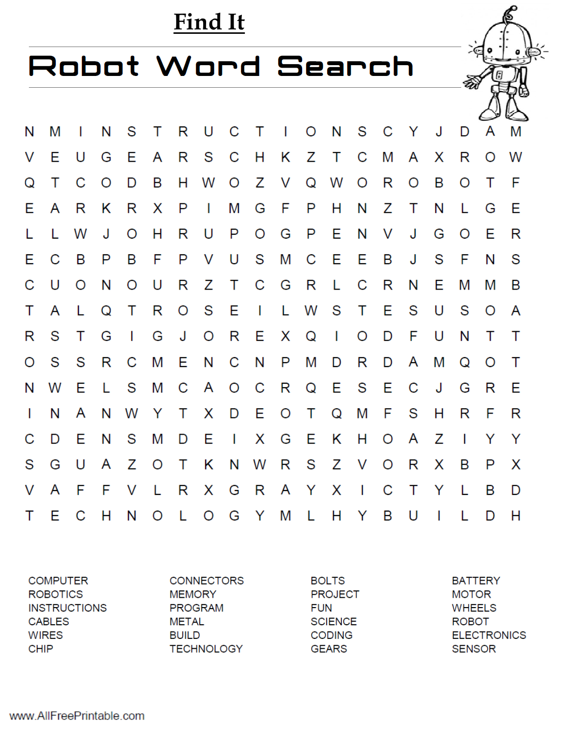## Find It

# Robot Word Search

```
N M I N S T R U C T I O N S C Y J D A M
V E U G E A R S C H K Z T C M A X R O W
Q T C O D B H W O Z V Q W O R O B O T F
E A R K R X P I M G F P H N Z T N L G E
L L W J O H R U P O G P E N V J G O E R
E C B P B F P V U S M C E E B J S F N S
C U O N O U R Z T C G R L C R N E M M B
T A L Q T R O S E I L W S T E S U S O A
R S T G I G J O R E X Q I O D F U N T T
O S S R C M E N C N P M D R D A M Q O T
N W E L S M C A O C R Q E S E C J G R E
I N A N W Y T X D E O T Q M F S H R F R
C D E N S M D E I X G E K H O A Z I Y Y
S G U A Z O T K N W R S Z V O R X B P X
V A F F V L R X G R A Y X I C T Y L B D
T E C H N O L O G Y M L H Y B U I L D H
```

| | | | |
|---|---|---|---|
| COMPUTER | CONNECTORS | BOLTS | BATTERY |
| ROBOTICS | MEMORY | PROJECT | MOTOR |
| INSTRUCTIONS | PROGRAM | FUN | WHEELS |
| CABLES | METAL | SCIENCE | ROBOT |
| WIRES | BUILD | CODING | ELECTRONICS |
| CHIP | TECHNOLOGY | GEARS | SENSOR |

www.AllFreePrintable.com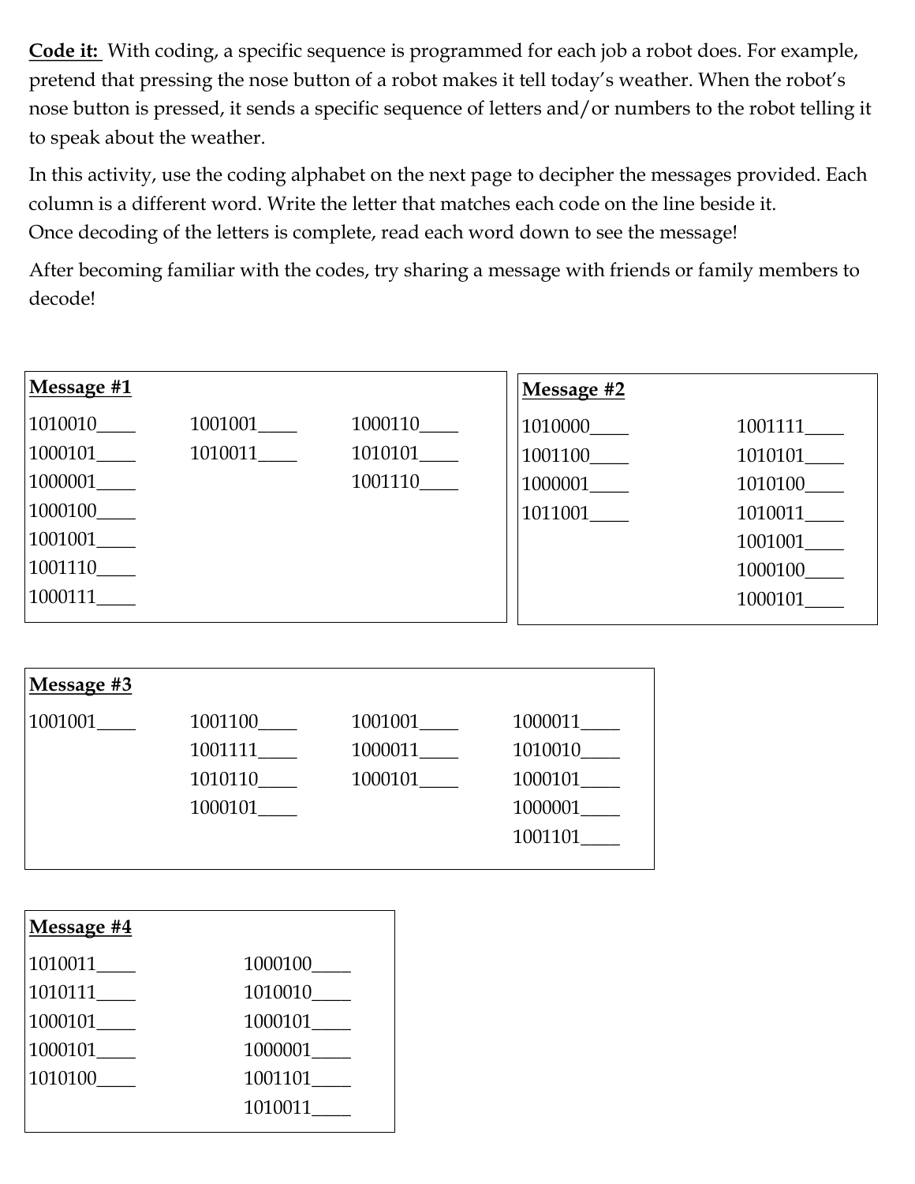**Code it:** With coding, a specific sequence is programmed for each job a robot does. For example, pretend that pressing the nose button of a robot makes it tell today's weather. When the robot's nose button is pressed, it sends a specific sequence of letters and/or numbers to the robot telling it to speak about the weather.

In this activity, use the coding alphabet on the next page to decipher the messages provided. Each column is a different word. Write the letter that matches each code on the line beside it.
Once decoding of the letters is complete, read each word down to see the message!

After becoming familiar with the codes, try sharing a message with friends or family members to decode!

**Message #1**

| | | |
|---|---|---|
| 1010010____ | 1001001____ | 1000110____ |
| 1000101____ | 1010011____ | 1010101____ |
| 1000001____ | | 1001110____ |
| 1000100____ | | |
| 1001001____ | | |
| 1001110____ | | |
| 1000111____ | | |

**Message #2**

| | |
|---|---|
| 1010000____ | 1001111____ |
| 1001100____ | 1010101____ |
| 1000001____ | 1010100____ |
| 1011001____ | 1010011____ |
| | 1001001____ |
| | 1000100____ |
| | 1000101____ |

**Message #3**

| | | | |
|---|---|---|---|
| 1001001____ | 1001100____ | 1001001____ | 1000011____ |
| | 1001111____ | 1000011____ | 1010010____ |
| | 1010110____ | 1000101____ | 1000101____ |
| | 1000101____ | | 1000001____ |
| | | | 1001101____ |

**Message #4**

| | |
|---|---|
| 1010011____ | 1000100____ |
| 1010111____ | 1010010____ |
| 1000101____ | 1000101____ |
| 1000101____ | 1000001____ |
| 1010100____ | 1001101____ |
| | 1010011____ |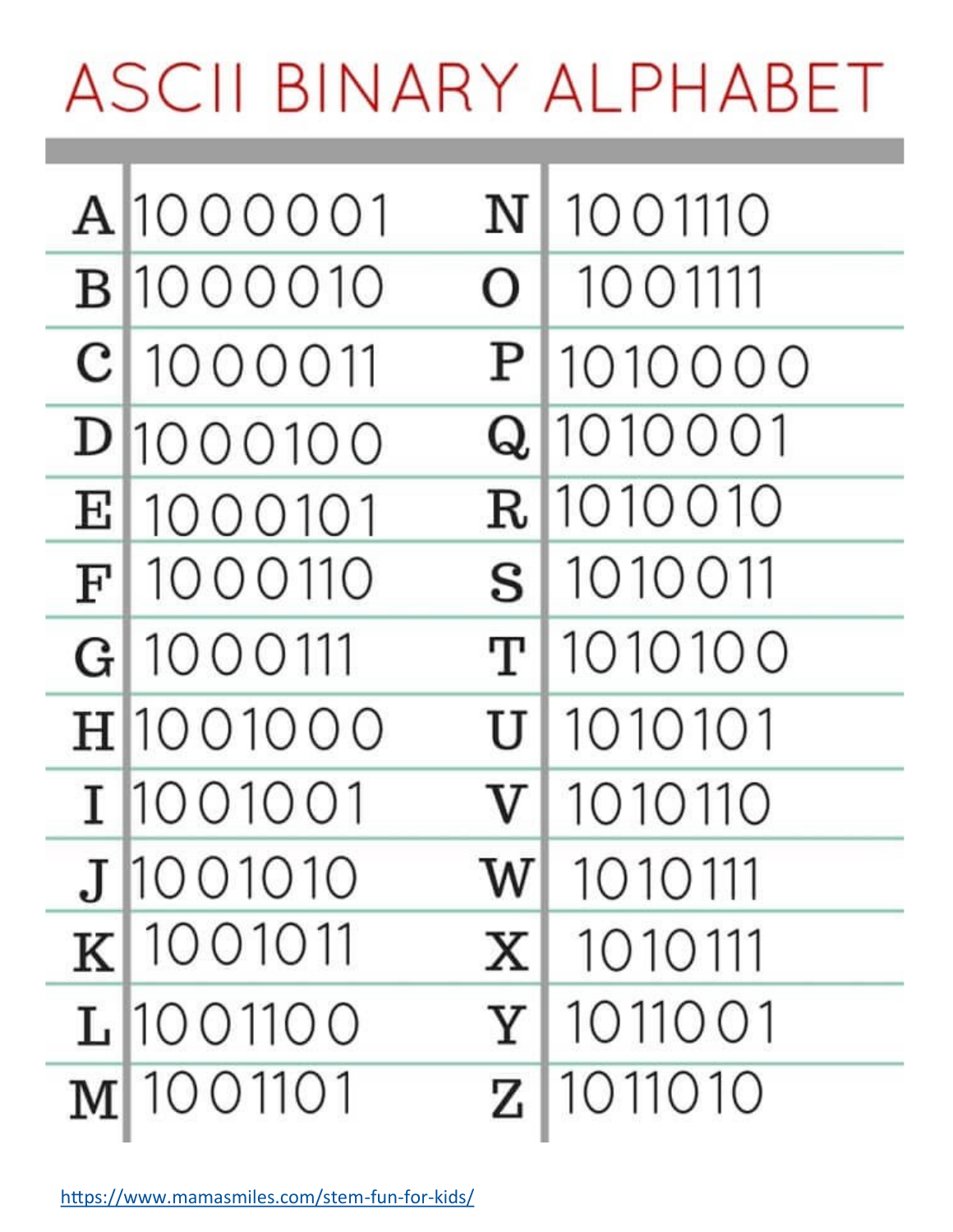# ASCII BINARY ALPHABET

| | | | |
|---|---|---|---|
| A | 1000001 | N | 1001110 |
| B | 1000010 | O | 1001111 |
| C | 1000011 | P | 1010000 |
| D | 1000100 | Q | 1010001 |
| E | 1000101 | R | 1010010 |
| F | 1000110 | S | 1010011 |
| G | 1000111 | T | 1010100 |
| H | 1001000 | U | 1010101 |
| I | 1001001 | V | 1010110 |
| J | 1001010 | W | 1010111 |
| K | 1001011 | X | 1010111 |
| L | 1001100 | Y | 1011001 |
| M | 1001101 | Z | 1011010 |

https://www.mamasmiles.com/stem-fun-for-kids/